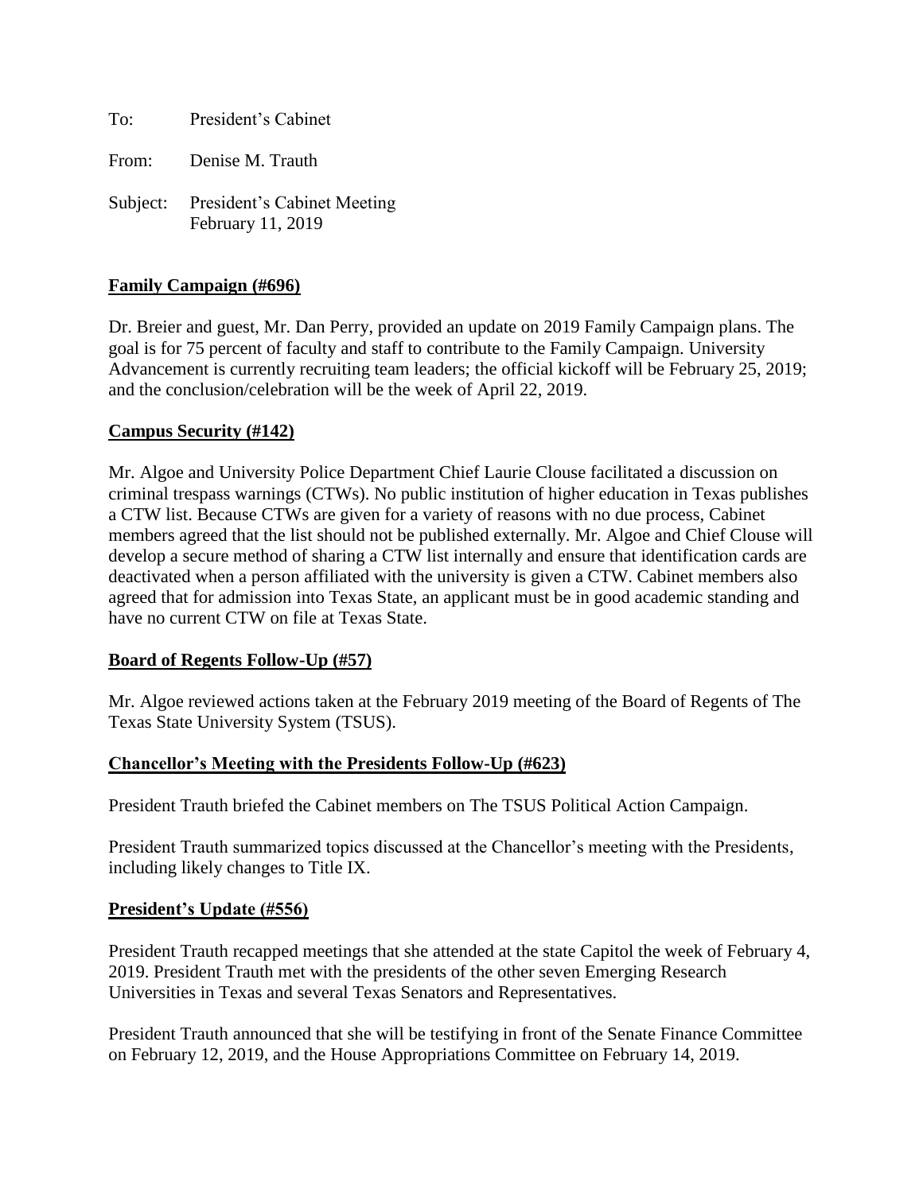To: President's Cabinet

From: Denise M. Trauth

Subject: President's Cabinet Meeting
February 11, 2019

**Family Campaign (#696)**

Dr. Breier and guest, Mr. Dan Perry, provided an update on 2019 Family Campaign plans. The goal is for 75 percent of faculty and staff to contribute to the Family Campaign. University Advancement is currently recruiting team leaders; the official kickoff will be February 25, 2019; and the conclusion/celebration will be the week of April 22, 2019.

**Campus Security (#142)**

Mr. Algoe and University Police Department Chief Laurie Clouse facilitated a discussion on criminal trespass warnings (CTWs). No public institution of higher education in Texas publishes a CTW list. Because CTWs are given for a variety of reasons with no due process, Cabinet members agreed that the list should not be published externally. Mr. Algoe and Chief Clouse will develop a secure method of sharing a CTW list internally and ensure that identification cards are deactivated when a person affiliated with the university is given a CTW. Cabinet members also agreed that for admission into Texas State, an applicant must be in good academic standing and have no current CTW on file at Texas State.

**Board of Regents Follow-Up (#57)**

Mr. Algoe reviewed actions taken at the February 2019 meeting of the Board of Regents of The Texas State University System (TSUS).

**Chancellor's Meeting with the Presidents Follow-Up (#623)**

President Trauth briefed the Cabinet members on The TSUS Political Action Campaign.

President Trauth summarized topics discussed at the Chancellor's meeting with the Presidents, including likely changes to Title IX.

**President's Update (#556)**

President Trauth recapped meetings that she attended at the state Capitol the week of February 4, 2019. President Trauth met with the presidents of the other seven Emerging Research Universities in Texas and several Texas Senators and Representatives.

President Trauth announced that she will be testifying in front of the Senate Finance Committee on February 12, 2019, and the House Appropriations Committee on February 14, 2019.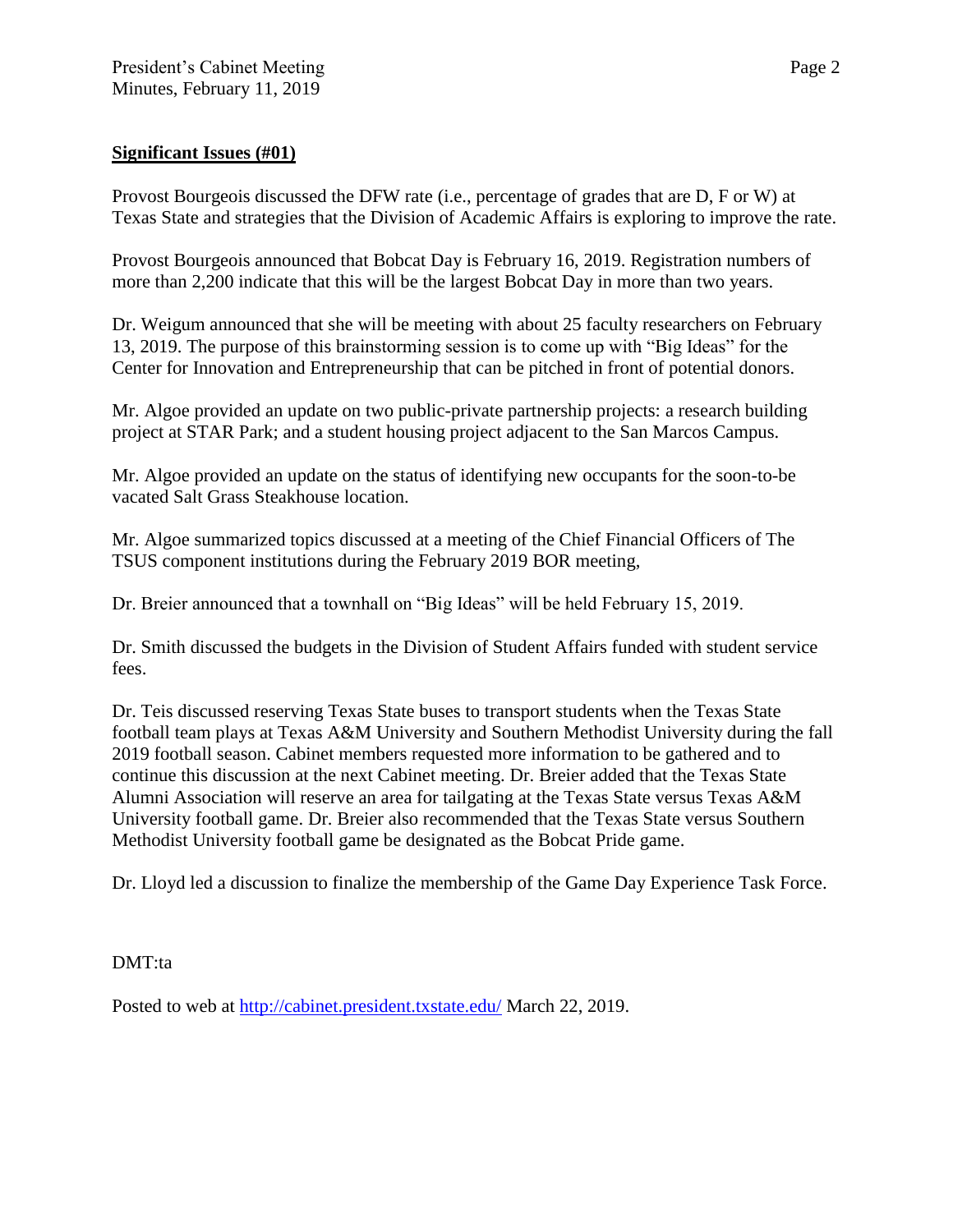**Significant Issues (#01)**

Provost Bourgeois discussed the DFW rate (i.e., percentage of grades that are D, F or W) at Texas State and strategies that the Division of Academic Affairs is exploring to improve the rate.

Provost Bourgeois announced that Bobcat Day is February 16, 2019. Registration numbers of more than 2,200 indicate that this will be the largest Bobcat Day in more than two years.

Dr. Weigum announced that she will be meeting with about 25 faculty researchers on February 13, 2019. The purpose of this brainstorming session is to come up with "Big Ideas" for the Center for Innovation and Entrepreneurship that can be pitched in front of potential donors.

Mr. Algoe provided an update on two public-private partnership projects: a research building project at STAR Park; and a student housing project adjacent to the San Marcos Campus.

Mr. Algoe provided an update on the status of identifying new occupants for the soon-to-be vacated Salt Grass Steakhouse location.

Mr. Algoe summarized topics discussed at a meeting of the Chief Financial Officers of The TSUS component institutions during the February 2019 BOR meeting,

Dr. Breier announced that a townhall on "Big Ideas" will be held February 15, 2019.

Dr. Smith discussed the budgets in the Division of Student Affairs funded with student service fees.

Dr. Teis discussed reserving Texas State buses to transport students when the Texas State football team plays at Texas A&M University and Southern Methodist University during the fall 2019 football season. Cabinet members requested more information to be gathered and to continue this discussion at the next Cabinet meeting. Dr. Breier added that the Texas State Alumni Association will reserve an area for tailgating at the Texas State versus Texas A&M University football game. Dr. Breier also recommended that the Texas State versus Southern Methodist University football game be designated as the Bobcat Pride game.

Dr. Lloyd led a discussion to finalize the membership of the Game Day Experience Task Force.

DMT:ta

Posted to web at http://cabinet.president.txstate.edu/ March 22, 2019.